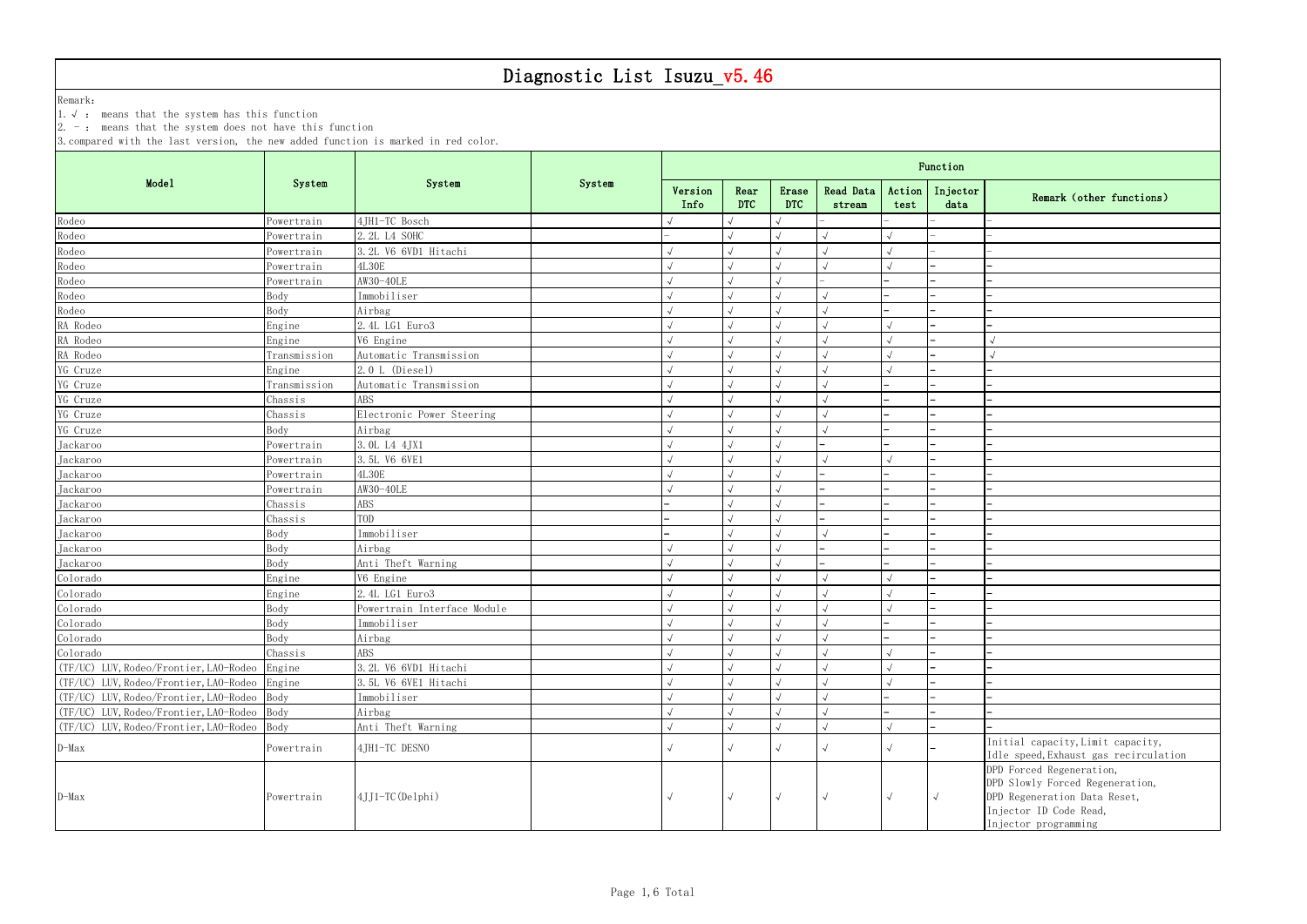# Diagnostic List Isuzu_v5.46

Remark:

1. √ : means that the system has this function
2. - : means that the system does not have this function
3. compared with the last version, the new added function is marked in red color.

| Model | System | System | System | Function | | | | | | |
|---|---|---|---|---|---|---|---|---|---|---|
| | | | | Version Info | Rear DTC | Erase DTC | Read Data stream | Action test | Injector data | Remark (other functions) |
| Rodeo | Powertrain | 4JH1-TC Bosch | | √ | √ | √ | - | - | - | - |
| Rodeo | Powertrain | 2.2L L4 SOHC | | - | √ | √ | √ | √ | - | - |
| Rodeo | Powertrain | 3.2L V6 6VD1 Hitachi | | √ | √ | √ | √ | √ | - | - |
| Rodeo | Powertrain | 4L30E | | √ | √ | √ | √ | √ | - | - |
| Rodeo | Powertrain | AW30-40LE | | √ | √ | √ | - | - | - | - |
| Rodeo | Body | Immobiliser | | √ | √ | √ | √ | - | - | - |
| Rodeo | Body | Airbag | | √ | √ | √ | √ | - | - | - |
| RA Rodeo | Engine | 2.4L LG1 Euro3 | | √ | √ | √ | √ | √ | - | - |
| RA Rodeo | Engine | V6 Engine | | √ | √ | √ | √ | √ | - | √ |
| RA Rodeo | Transmission | Automatic Transmission | | √ | √ | √ | √ | √ | - | √ |
| YG Cruze | Engine | 2.0 L (Diesel) | | √ | √ | √ | √ | √ | - | - |
| YG Cruze | Transmission | Automatic Transmission | | √ | √ | √ | √ | - | - | - |
| YG Cruze | Chassis | ABS | | √ | √ | √ | √ | - | - | - |
| YG Cruze | Chassis | Electronic Power Steering | | √ | √ | √ | √ | - | - | - |
| YG Cruze | Body | Airbag | | √ | √ | √ | √ | - | - | - |
| Jackaroo | Powertrain | 3.0L L4 4JX1 | | √ | √ | √ | - | - | - | - |
| Jackaroo | Powertrain | 3.5L V6 6VE1 | | √ | √ | √ | √ | √ | - | - |
| Jackaroo | Powertrain | 4L30E | | √ | √ | √ | - | - | - | - |
| Jackaroo | Powertrain | AW30-40LE | | √ | √ | √ | - | - | - | - |
| Jackaroo | Chassis | ABS | | - | √ | √ | - | - | - | - |
| Jackaroo | Chassis | TOD | | - | √ | √ | - | - | - | - |
| Jackaroo | Body | Immobiliser | | - | √ | √ | √ | - | - | - |
| Jackaroo | Body | Airbag | | √ | √ | √ | - | - | - | - |
| Jackaroo | Body | Anti Theft Warning | | √ | √ | √ | - | - | - | - |
| Colorado | Engine | V6 Engine | | √ | √ | √ | √ | √ | - | - |
| Colorado | Engine | 2.4L LG1 Euro3 | | √ | √ | √ | √ | √ | - | - |
| Colorado | Body | Powertrain Interface Module | | √ | √ | √ | √ | √ | - | - |
| Colorado | Body | Immobiliser | | √ | √ | √ | √ | - | - | - |
| Colorado | Body | Airbag | | √ | √ | √ | √ | - | - | - |
| Colorado | Chassis | ABS | | √ | √ | √ | √ | √ | - | - |
| (TF/UC) LUV,Rodeo/Frontier,LAO-Rodeo | Engine | 3.2L V6 6VD1 Hitachi | | √ | √ | √ | √ | √ | - | - |
| (TF/UC) LUV,Rodeo/Frontier,LAO-Rodeo | Engine | 3.5L V6 6VE1 Hitachi | | √ | √ | √ | √ | √ | - | - |
| (TF/UC) LUV,Rodeo/Frontier,LAO-Rodeo | Body | Immobiliser | | √ | √ | √ | √ | - | - | - |
| (TF/UC) LUV,Rodeo/Frontier,LAO-Rodeo | Body | Airbag | | √ | √ | √ | √ | - | - | - |
| (TF/UC) LUV,Rodeo/Frontier,LAO-Rodeo | Body | Anti Theft Warning | | √ | √ | √ | √ | √ | - | - |
| D-Max | Powertrain | 4JH1-TC DESNO | | √ | √ | √ | √ | √ | - | Initial capacity,Limit capacity, Idle speed,Exhaust gas recirculation |
| D-Max | Powertrain | 4JJ1-TC(Delphi) | | √ | √ | √ | √ | √ | √ | DPD Forced Regeneration, DPD Slowly Forced Regeneration, DPD Regeneration Data Reset, Injector ID Code Read, Injector programming |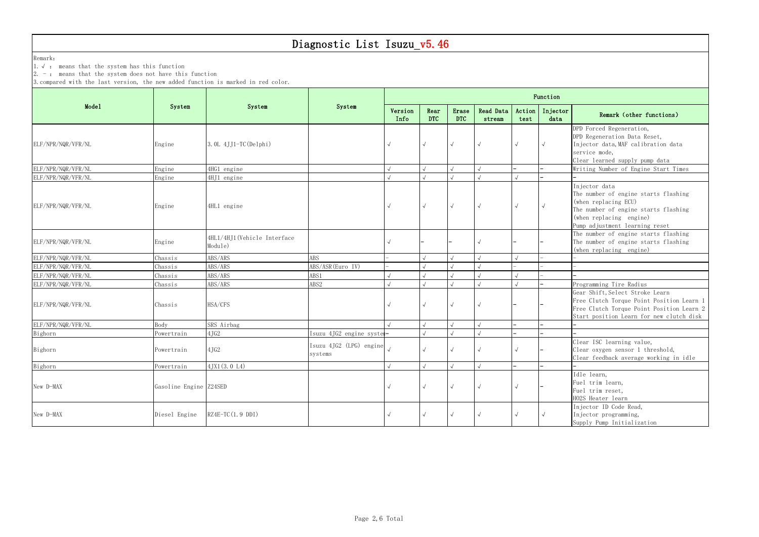# Diagnostic List Isuzu_v5.46

Remark:

1. √ : means that the system has this function
2. - : means that the system does not have this function
3. compared with the last version, the new added function is marked in red color.

| Model | System | System | System | Function | | | | | | |
|---|---|---|---|---|---|---|---|---|---|---|
| | | | | Version Info | Rear DTC | Erase DTC | Read Data stream | Action test | Injector data | Remark (other functions) |
| ELF/NPR/NQR/VFR/NL | Engine | 3.0L 4JJ1-TC(Delphi) | | √ | √ | √ | √ | √ | √ | DPD Forced Regeneration,<br>DPD Regeneration Data Reset,<br>Injector data,MAF calibration data service mode,<br>Clear learned supply pump data |
| ELF/NPR/NQR/VFR/NL | Engine | 4HG1 engine | | √ | √ | √ | √ | - | - | Writing Number of Engine Start Times |
| ELF/NPR/NQR/VFR/NL | Engine | 4HJ1 engine | | √ | √ | √ | √ | √ | - | - |
| ELF/NPR/NQR/VFR/NL | Engine | 4HL1 engine | | √ | √ | √ | √ | √ | √ | Injector data<br>The number of engine starts flashing (when replacing ECU)<br>The number of engine starts flashing (when replacing engine)<br>Pump adjustment learning reset |
| ELF/NPR/NQR/VFR/NL | Engine | 4HL1/4HJ1(Vehicle Interface Module) | | √ | - | - | √ | - | - | The number of engine starts flashing<br>The number of engine starts flashing (when replacing engine) |
| ELF/NPR/NQR/VFR/NL | Chassis | ABS/ARS | ABS | - | √ | √ | √ | √ | - | - |
| ELF/NPR/NQR/VFR/NL | Chassis | ABS/ARS | ABS/ASR(Euro IV) | - | √ | √ | √ | - | - | - |
| ELF/NPR/NQR/VFR/NL | Chassis | ABS/ARS | ABS1 | √ | √ | √ | √ | √ | - | - |
| ELF/NPR/NQR/VFR/NL | Chassis | ABS/ARS | ABS2 | √ | √ | √ | √ | √ | - | Programming Tire Radius |
| ELF/NPR/NQR/VFR/NL | Chassis | HSA/CFS | | √ | √ | √ | √ | - | - | Gear Shift,Select Stroke Learn<br>Free Clutch Torque Point Position Learn 1<br>Free Clutch Torque Point Position Learn 2<br>Start position Learn for new clutch disk |
| ELF/NPR/NQR/VFR/NL | Body | SRS Airbag | | √ | √ | √ | √ | - | - | - |
| Bighorn | Powertrain | 4JG2 | Isuzu 4JG2 engine system | - | √ | √ | √ | - | - | - |
| Bighorn | Powertrain | 4JG2 | Isuzu 4JG2 (LPG) engine systems | √ | √ | √ | √ | √ | - | Clear ISC learning value,<br>Clear oxygen sensor 1 threshold,<br>Clear feedback average working in idle |
| Bighorn | Powertrain | 4JX1(3.0 L4) | | √ | √ | √ | √ | - | - | - |
| New D-MAX | Gasoline Engine | Z24SED | | √ | √ | √ | √ | √ | - | Idle learn,<br>Fuel trim learn,<br>Fuel trim reset,<br>HO2S Heater learn |
| New D-MAX | Diesel Engine | RZ4E-TC(1.9 DDI) | | √ | √ | √ | √ | √ | √ | Injector ID Code Read,<br>Injector programming,<br>Supply Pump Initialization |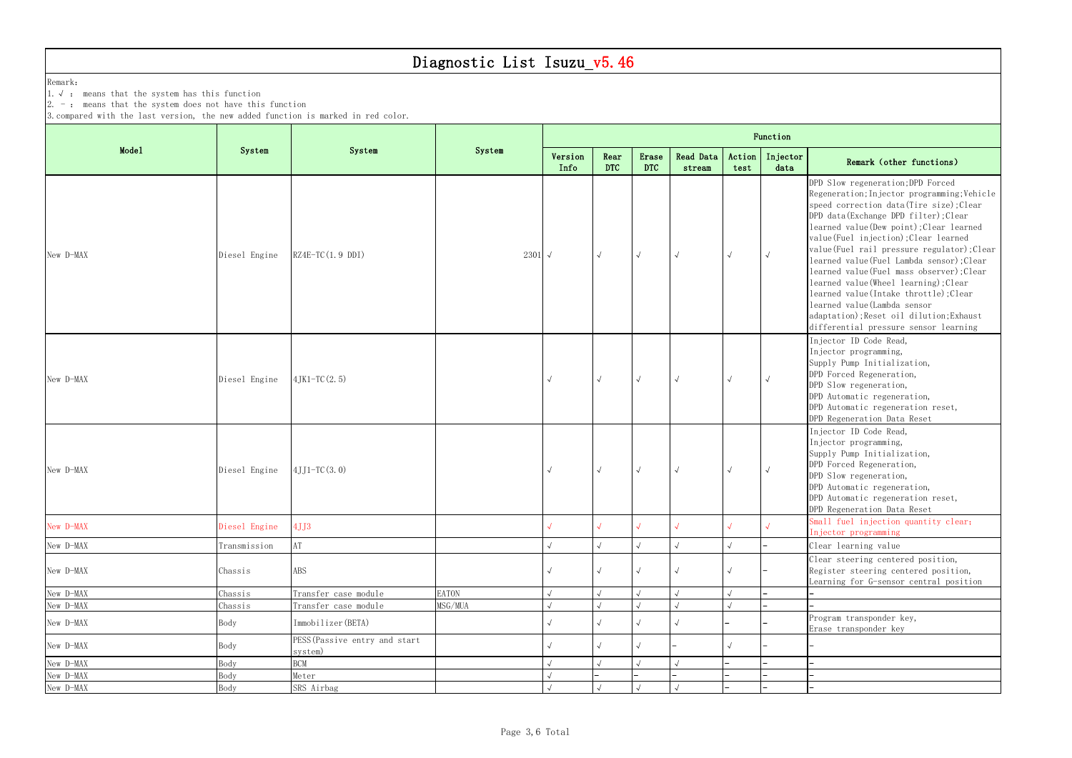# Diagnostic List Isuzu_v5.46

Remark:

1. √ : means that the system has this function
2. – : means that the system does not have this function
3. compared with the last version, the new added function is marked in red color.

| Model | System | System | System | Function | | | | | | |
|---|---|---|---|---|---|---|---|---|---|---|
| | | | | Version Info | Rear DTC | Erase DTC | Read Data stream | Action test | Injector data | Remark (other functions) |
| New D-MAX | Diesel Engine | RZ4E-TC(1.9 DDI) | 2301 | √ | √ | √ | √ | √ | √ | DPD Slow regeneration;DPD Forced Regeneration;Injector programming;Vehicle speed correction data(Tire size);Clear DPD data(Exchange DPD filter);Clear learned value(Dew point);Clear learned value(Fuel injection);Clear learned value(Fuel rail pressure regulator);Clear learned value(Fuel Lambda sensor);Clear learned value(Fuel mass observer);Clear learned value(Wheel learning);Clear learned value(Intake throttle);Clear learned value(Lambda sensor adaptation);Reset oil dilution;Exhaust differential pressure sensor learning |
| New D-MAX | Diesel Engine | 4JK1-TC(2.5) | | √ | √ | √ | √ | √ | √ | Injector ID Code Read, Injector programming, Supply Pump Initialization, DPD Forced Regeneration, DPD Slow regeneration, DPD Automatic regeneration, DPD Automatic regeneration reset, DPD Regeneration Data Reset |
| New D-MAX | Diesel Engine | 4JJ1-TC(3.0) | | √ | √ | √ | √ | √ | √ | Injector ID Code Read, Injector programming, Supply Pump Initialization, DPD Forced Regeneration, DPD Slow regeneration, DPD Automatic regeneration, DPD Automatic regeneration reset, DPD Regeneration Data Reset |
| New D-MAX | Diesel Engine | 4JJ3 | | √ | √ | √ | √ | √ | √ | Small fuel injection quantity clear; Injector programming |
| New D-MAX | Transmission | AT | | √ | √ | √ | √ | √ | – | Clear learning value |
| New D-MAX | Chassis | ABS | | √ | √ | √ | √ | √ | – | Clear steering centered position, Register steering centered position, Learning for G-sensor central position |
| New D-MAX | Chassis | Transfer case module | EATON | √ | √ | √ | √ | √ | – | – |
| New D-MAX | Chassis | Transfer case module | MSG/MUA | √ | √ | √ | √ | √ | – | – |
| New D-MAX | Body | Immobilizer(BETA) | | √ | √ | √ | √ | – | – | Program transponder key, Erase transponder key |
| New D-MAX | Body | PESS(Passive entry and start system) | | √ | √ | √ | – | √ | – | – |
| New D-MAX | Body | BCM | | √ | √ | √ | √ | – | – | – |
| New D-MAX | Body | Meter | | √ | – | – | – | – | – | – |
| New D-MAX | Body | SRS Airbag | | √ | √ | √ | √ | – | – | – |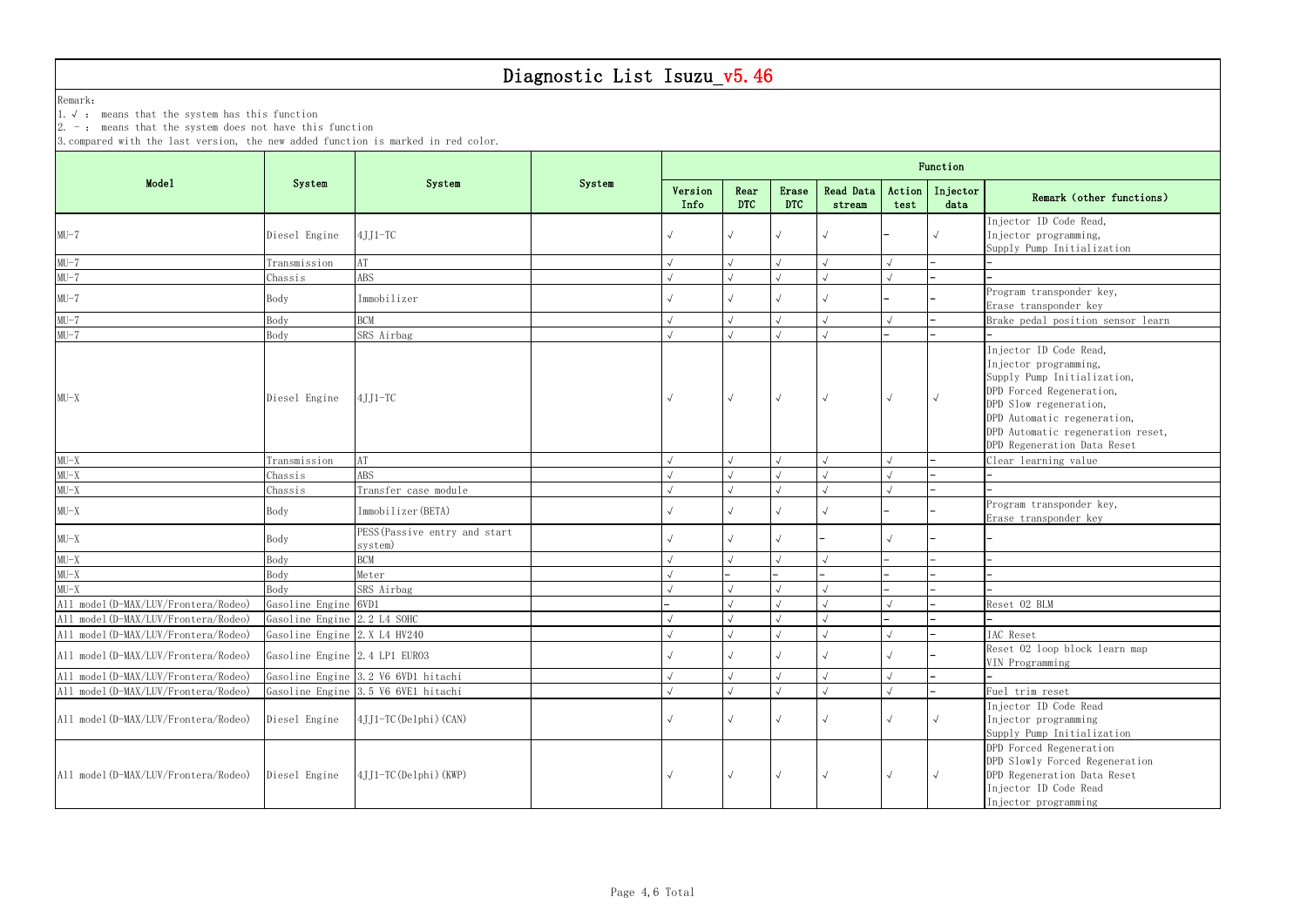# Diagnostic List Isuzu_v5.46

Remark:

1. √ : means that the system has this function
2. - : means that the system does not have this function
3. compared with the last version, the new added function is marked in red color.

| Model | System | System | System | Function | | | | | | |
|---|---|---|---|---|---|---|---|---|---|---|
| | | | | Version Info | Rear DTC | Erase DTC | Read Data stream | Action test | Injector data | Remark (other functions) |
| MU-7 | Diesel Engine | 4JJ1-TC | | √ | √ | √ | √ | - | √ | Injector ID Code Read, Injector programming, Supply Pump Initialization |
| MU-7 | Transmission | AT | | √ | √ | √ | √ | √ | - | - |
| MU-7 | Chassis | ABS | | √ | √ | √ | √ | √ | - | - |
| MU-7 | Body | Immobilizer | | √ | √ | √ | √ | - | - | Program transponder key, Erase transponder key |
| MU-7 | Body | BCM | | √ | √ | √ | √ | √ | - | Brake pedal position sensor learn |
| MU-7 | Body | SRS Airbag | | √ | √ | √ | √ | - | - | - |
| MU-X | Diesel Engine | 4JJ1-TC | | √ | √ | √ | √ | √ | √ | Injector ID Code Read, Injector programming, Supply Pump Initialization, DPD Forced Regeneration, DPD Slow regeneration, DPD Automatic regeneration, DPD Automatic regeneration reset, DPD Regeneration Data Reset |
| MU-X | Transmission | AT | | √ | √ | √ | √ | √ | - | Clear learning value |
| MU-X | Chassis | ABS | | √ | √ | √ | √ | √ | - | - |
| MU-X | Chassis | Transfer case module | | √ | √ | √ | √ | √ | - | - |
| MU-X | Body | Immobilizer(BETA) | | √ | √ | √ | √ | - | - | Program transponder key, Erase transponder key |
| MU-X | Body | PESS(Passive entry and start system) | | √ | √ | √ | - | √ | - | - |
| MU-X | Body | BCM | | √ | √ | √ | √ | - | - | - |
| MU-X | Body | Meter | | √ | - | - | - | - | - | - |
| MU-X | Body | SRS Airbag | | √ | √ | √ | √ | - | - | - |
| All model(D-MAX/LUV/Frontera/Rodeo) | Gasoline Engine | 6VD1 | | - | √ | √ | √ | √ | - | Reset O2 BLM |
| All model(D-MAX/LUV/Frontera/Rodeo) | Gasoline Engine | 2.2 L4 SOHC | | √ | √ | √ | √ | - | - | - |
| All model(D-MAX/LUV/Frontera/Rodeo) | Gasoline Engine | 2.X L4 HV240 | | √ | √ | √ | √ | √ | - | IAC Reset |
| All model(D-MAX/LUV/Frontera/Rodeo) | Gasoline Engine | 2.4 LP1 EURO3 | | √ | √ | √ | √ | √ | - | Reset O2 loop block learn map VIN Programming |
| All model(D-MAX/LUV/Frontera/Rodeo) | Gasoline Engine | 3.2 V6 6VD1 hitachi | | √ | √ | √ | √ | √ | - | - |
| All model(D-MAX/LUV/Frontera/Rodeo) | Gasoline Engine | 3.5 V6 6VE1 hitachi | | √ | √ | √ | √ | √ | - | Fuel trim reset |
| All model(D-MAX/LUV/Frontera/Rodeo) | Diesel Engine | 4JJ1-TC(Delphi)(CAN) | | √ | √ | √ | √ | √ | √ | Injector ID Code Read Injector programming Supply Pump Initialization |
| All model(D-MAX/LUV/Frontera/Rodeo) | Diesel Engine | 4JJ1-TC(Delphi)(KWP) | | √ | √ | √ | √ | √ | √ | DPD Forced Regeneration DPD Slowly Forced Regeneration DPD Regeneration Data Reset Injector ID Code Read Injector programming |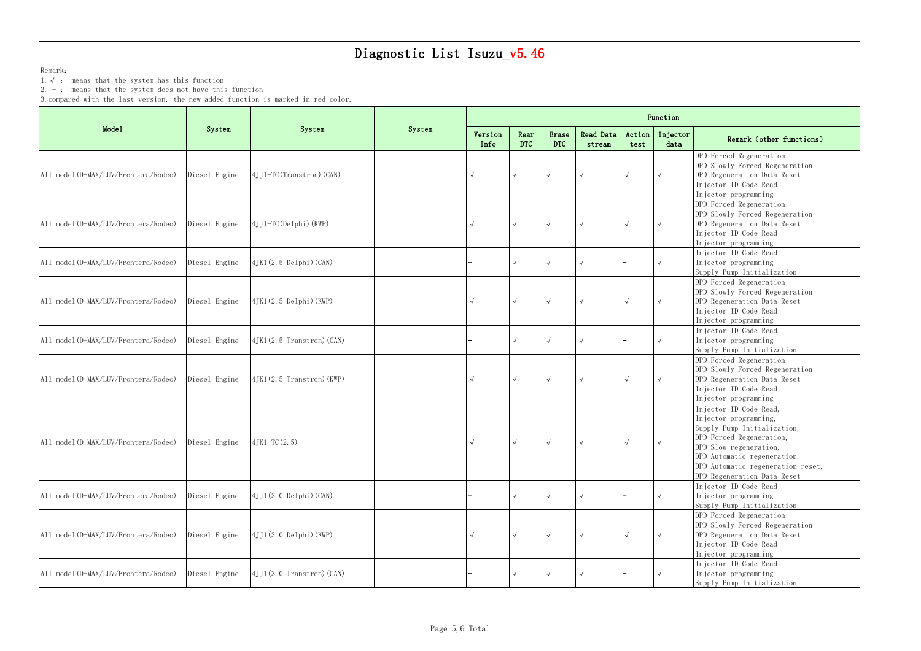# Diagnostic List Isuzu_v5.46

Remark:

1. √ : means that the system has this function
2. - : means that the system does not have this function
3. compared with the last version, the new added function is marked in red color.

| Model | System | System | System | Function | | | | | | |
|---|---|---|---|---|---|---|---|---|---|---|
| | | | | Version Info | Rear DTC | Erase DTC | Read Data stream | Action test | Injector data | Remark (other functions) |
| All model(D-MAX/LUV/Frontera/Rodeo) | Diesel Engine | 4JJ1-TC(Transtron)(CAN) | | √ | √ | √ | √ | √ | √ | DPD Forced Regeneration<br>DPD Slowly Forced Regeneration<br>DPD Regeneration Data Reset<br>Injector ID Code Read<br>Injector programming |
| All model(D-MAX/LUV/Frontera/Rodeo) | Diesel Engine | 4JJ1-TC(Delphi)(KWP) | | √ | √ | √ | √ | √ | √ | DPD Forced Regeneration<br>DPD Slowly Forced Regeneration<br>DPD Regeneration Data Reset<br>Injector ID Code Read<br>Injector programming |
| All model(D-MAX/LUV/Frontera/Rodeo) | Diesel Engine | 4JK1(2.5 Delphi)(CAN) | | - | √ | √ | √ | - | √ | Injector ID Code Read<br>Injector programming<br>Supply Pump Initialization |
| All model(D-MAX/LUV/Frontera/Rodeo) | Diesel Engine | 4JK1(2.5 Delphi)(KWP) | | √ | √ | √ | √ | √ | √ | DPD Forced Regeneration<br>DPD Slowly Forced Regeneration<br>DPD Regeneration Data Reset<br>Injector ID Code Read<br>Injector programming |
| All model(D-MAX/LUV/Frontera/Rodeo) | Diesel Engine | 4JK1(2.5 Transtron)(CAN) | | - | √ | √ | √ | - | √ | Injector ID Code Read<br>Injector programming<br>Supply Pump Initialization |
| All model(D-MAX/LUV/Frontera/Rodeo) | Diesel Engine | 4JK1(2.5 Transtron)(KWP) | | √ | √ | √ | √ | √ | √ | DPD Forced Regeneration<br>DPD Slowly Forced Regeneration<br>DPD Regeneration Data Reset<br>Injector ID Code Read<br>Injector programming |
| All model(D-MAX/LUV/Frontera/Rodeo) | Diesel Engine | 4JK1-TC(2.5) | | √ | √ | √ | √ | √ | √ | Injector ID Code Read,<br>Injector programming,<br>Supply Pump Initialization,<br>DPD Forced Regeneration,<br>DPD Slow regeneration,<br>DPD Automatic regeneration,<br>DPD Automatic regeneration reset,<br>DPD Regeneration Data Reset |
| All model(D-MAX/LUV/Frontera/Rodeo) | Diesel Engine | 4JJ1(3.0 Delphi)(CAN) | | - | √ | √ | √ | - | √ | Injector ID Code Read<br>Injector programming<br>Supply Pump Initialization |
| All model(D-MAX/LUV/Frontera/Rodeo) | Diesel Engine | 4JJ1(3.0 Delphi)(KWP) | | √ | √ | √ | √ | √ | √ | DPD Forced Regeneration<br>DPD Slowly Forced Regeneration<br>DPD Regeneration Data Reset<br>Injector ID Code Read<br>Injector programming |
| All model(D-MAX/LUV/Frontera/Rodeo) | Diesel Engine | 4JJ1(3.0 Transtron)(CAN) | | - | √ | √ | √ | - | √ | Injector ID Code Read<br>Injector programming<br>Supply Pump Initialization |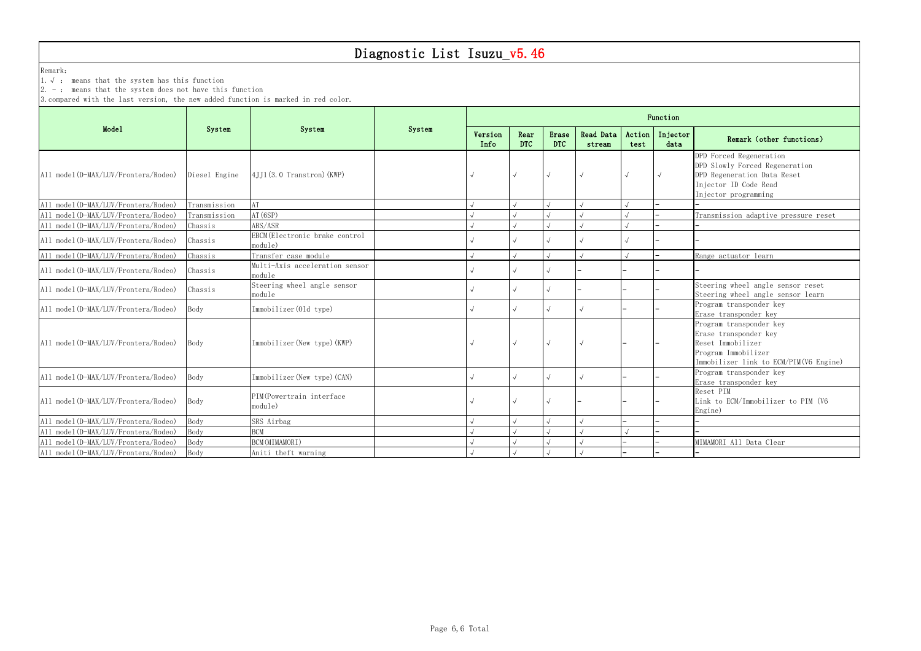# Diagnostic List Isuzu_v5.46

Remark:

1. √ : means that the system has this function
2. - : means that the system does not have this function
3. compared with the last version, the new added function is marked in red color.

| Model | System | System | System | Function | | | | | | |
|---|---|---|---|---|---|---|---|---|---|---|
| | | | | Version Info | Rear DTC | Erase DTC | Read Data stream | Action test | Injector data | Remark (other functions) |
| All model(D-MAX/LUV/Frontera/Rodeo) | Diesel Engine | 4JJ1(3.0 Transtron)(KWP) | | √ | √ | √ | √ | √ | √ | DPD Forced Regeneration<br>DPD Slowly Forced Regeneration<br>DPD Regeneration Data Reset<br>Injector ID Code Read<br>Injector programming |
| All model(D-MAX/LUV/Frontera/Rodeo) | Transmission | AT | | √ | √ | √ | √ | √ | - | - |
| All model(D-MAX/LUV/Frontera/Rodeo) | Transmission | AT(6SP) | | √ | √ | √ | √ | √ | - | Transmission adaptive pressure reset |
| All model(D-MAX/LUV/Frontera/Rodeo) | Chassis | ABS/ASR | | √ | √ | √ | √ | √ | - | - |
| All model(D-MAX/LUV/Frontera/Rodeo) | Chassis | EBCM(Electronic brake control module) | | √ | √ | √ | √ | √ | - | - |
| All model(D-MAX/LUV/Frontera/Rodeo) | Chassis | Transfer case module | | √ | √ | √ | √ | √ | - | Range actuator learn |
| All model(D-MAX/LUV/Frontera/Rodeo) | Chassis | Multi-Axis acceleration sensor module | | √ | √ | √ | - | - | - | - |
| All model(D-MAX/LUV/Frontera/Rodeo) | Chassis | Steering wheel angle sensor module | | √ | √ | √ | - | - | - | Steering wheel angle sensor reset<br>Steering wheel angle sensor learn |
| All model(D-MAX/LUV/Frontera/Rodeo) | Body | Immobilizer(Old type) | | √ | √ | √ | √ | - | - | Program transponder key<br>Erase transponder key |
| All model(D-MAX/LUV/Frontera/Rodeo) | Body | Immobilizer(New type)(KWP) | | √ | √ | √ | √ | - | - | Program transponder key<br>Erase transponder key<br>Reset Immobilizer<br>Program Immobilizer<br>Immobilizer link to ECM/PIM(V6 Engine) |
| All model(D-MAX/LUV/Frontera/Rodeo) | Body | Immobilizer(New type)(CAN) | | √ | √ | √ | √ | - | - | Program transponder key<br>Erase transponder key |
| All model(D-MAX/LUV/Frontera/Rodeo) | Body | PIM(Powertrain interface module) | | √ | √ | √ | - | - | - | Reset PIM<br>Link to ECM/Immobilizer to PIM (V6 Engine) |
| All model(D-MAX/LUV/Frontera/Rodeo) | Body | SRS Airbag | | √ | √ | √ | √ | - | - | - |
| All model(D-MAX/LUV/Frontera/Rodeo) | Body | BCM | | √ | √ | √ | √ | √ | - | - |
| All model(D-MAX/LUV/Frontera/Rodeo) | Body | BCM(MIMAMORI) | | √ | √ | √ | √ | - | - | MIMAMORI All Data Clear |
| All model(D-MAX/LUV/Frontera/Rodeo) | Body | Aniti theft warning | | √ | √ | √ | √ | - | - | - |